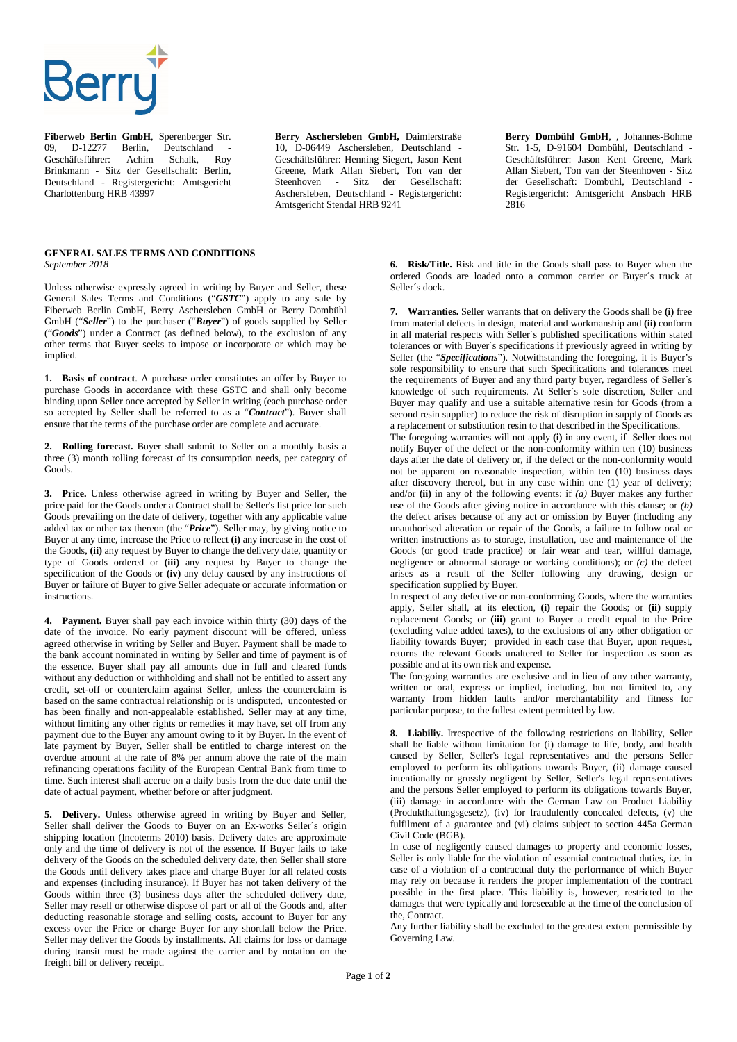**Fiberweb Berlin GmbH**, Sperenberger Str. 09, D-12277 Berlin, Deutschland - Geschäftsführer: Achim Schalk, Roy Brinkmann - Sitz der Gesellschaft: Berlin, Deutschland - Registergericht: Amtsgericht Charlottenburg HRB 43997

**Berry Aschersleben GmbH,** Daimlerstraße 10, D-06449 Aschersleben, Deutschland - Geschäftsführer: Henning Siegert, Jason Kent Greene, Mark Allan Siebert, Ton van der Steenhoven - Sitz der Gesellschaft: Aschersleben, Deutschland - Registergericht: Amtsgericht Stendal HRB 9241

**Berry Dombühl GmbH**, , Johannes-Bohme Str. 1-5, D-91604 Dombühl, Deutschland - Geschäftsführer: Jason Kent Greene, Mark Allan Siebert, Ton van der Steenhoven - Sitz der Gesellschaft: Dombühl, Deutschland - Registergericht: Amtsgericht Ansbach HRB 2816

## GENERAL SALES TERMS AND CONDITIONS

*September 2018*

Unless otherwise expressly agreed in writing by Buyer and Seller, these General Sales Terms and Conditions ("***GSTC***") apply to any sale by Fiberweb Berlin GmbH, Berry Aschersleben GmbH or Berry Dombühl GmbH ("***Seller***") to the purchaser ("***Buyer***") of goods supplied by Seller ("***Goods***") under a Contract (as defined below), to the exclusion of any other terms that Buyer seeks to impose or incorporate or which may be implied.

**1. Basis of contract**. A purchase order constitutes an offer by Buyer to purchase Goods in accordance with these GSTC and shall only become binding upon Seller once accepted by Seller in writing (each purchase order so accepted by Seller shall be referred to as a "***Contract***"). Buyer shall ensure that the terms of the purchase order are complete and accurate.

**2. Rolling forecast.** Buyer shall submit to Seller on a monthly basis a three (3) month rolling forecast of its consumption needs, per category of Goods.

**3. Price.** Unless otherwise agreed in writing by Buyer and Seller, the price paid for the Goods under a Contract shall be Seller's list price for such Goods prevailing on the date of delivery, together with any applicable value added tax or other tax thereon (the "***Price***"). Seller may, by giving notice to Buyer at any time, increase the Price to reflect **(i)** any increase in the cost of the Goods, **(ii)** any request by Buyer to change the delivery date, quantity or type of Goods ordered or **(iii)** any request by Buyer to change the specification of the Goods or **(iv)** any delay caused by any instructions of Buyer or failure of Buyer to give Seller adequate or accurate information or instructions.

**4. Payment.** Buyer shall pay each invoice within thirty (30) days of the date of the invoice. No early payment discount will be offered, unless agreed otherwise in writing by Seller and Buyer. Payment shall be made to the bank account nominated in writing by Seller and time of payment is of the essence. Buyer shall pay all amounts due in full and cleared funds without any deduction or withholding and shall not be entitled to assert any credit, set-off or counterclaim against Seller, unless the counterclaim is based on the same contractual relationship or is undisputed, uncontested or has been finally and non-appealable established. Seller may at any time, without limiting any other rights or remedies it may have, set off from any payment due to the Buyer any amount owing to it by Buyer. In the event of late payment by Buyer, Seller shall be entitled to charge interest on the overdue amount at the rate of 8% per annum above the rate of the main refinancing operations facility of the European Central Bank from time to time. Such interest shall accrue on a daily basis from the due date until the date of actual payment, whether before or after judgment.

**5. Delivery.** Unless otherwise agreed in writing by Buyer and Seller, Seller shall deliver the Goods to Buyer on an Ex-works Seller´s origin shipping location (Incoterms 2010) basis. Delivery dates are approximate only and the time of delivery is not of the essence. If Buyer fails to take delivery of the Goods on the scheduled delivery date, then Seller shall store the Goods until delivery takes place and charge Buyer for all related costs and expenses (including insurance). If Buyer has not taken delivery of the Goods within three (3) business days after the scheduled delivery date, Seller may resell or otherwise dispose of part or all of the Goods and, after deducting reasonable storage and selling costs, account to Buyer for any excess over the Price or charge Buyer for any shortfall below the Price. Seller may deliver the Goods by installments. All claims for loss or damage during transit must be made against the carrier and by notation on the freight bill or delivery receipt.

**6. Risk/Title.** Risk and title in the Goods shall pass to Buyer when the ordered Goods are loaded onto a common carrier or Buyer´s truck at Seller´s dock.

**7. Warranties.** Seller warrants that on delivery the Goods shall be **(i)** free from material defects in design, material and workmanship and **(ii)** conform in all material respects with Seller´s published specifications within stated tolerances or with Buyer´s specifications if previously agreed in writing by Seller (the "***Specifications***"). Notwithstanding the foregoing, it is Buyer's sole responsibility to ensure that such Specifications and tolerances meet the requirements of Buyer and any third party buyer, regardless of Seller´s knowledge of such requirements. At Seller´s sole discretion, Seller and Buyer may qualify and use a suitable alternative resin for Goods (from a second resin supplier) to reduce the risk of disruption in supply of Goods as a replacement or substitution resin to that described in the Specifications.

The foregoing warranties will not apply **(i)** in any event, if Seller does not notify Buyer of the defect or the non-conformity within ten (10) business days after the date of delivery or, if the defect or the non-conformity would not be apparent on reasonable inspection, within ten (10) business days after discovery thereof, but in any case within one (1) year of delivery; and/or **(ii)** in any of the following events: if *(a)* Buyer makes any further use of the Goods after giving notice in accordance with this clause; or *(b)* the defect arises because of any act or omission by Buyer (including any unauthorised alteration or repair of the Goods, a failure to follow oral or written instructions as to storage, installation, use and maintenance of the Goods (or good trade practice) or fair wear and tear, willful damage, negligence or abnormal storage or working conditions); or *(c)* the defect arises as a result of the Seller following any drawing, design or specification supplied by Buyer.

In respect of any defective or non-conforming Goods, where the warranties apply, Seller shall, at its election, **(i)** repair the Goods; or **(ii)** supply replacement Goods; or **(iii)** grant to Buyer a credit equal to the Price (excluding value added taxes), to the exclusions of any other obligation or liability towards Buyer; provided in each case that Buyer, upon request, returns the relevant Goods unaltered to Seller for inspection as soon as possible and at its own risk and expense.

The foregoing warranties are exclusive and in lieu of any other warranty, written or oral, express or implied, including, but not limited to, any warranty from hidden faults and/or merchantability and fitness for particular purpose, to the fullest extent permitted by law.

**8. Liabiliy.** Irrespective of the following restrictions on liability, Seller shall be liable without limitation for (i) damage to life, body, and health caused by Seller, Seller's legal representatives and the persons Seller employed to perform its obligations towards Buyer, (ii) damage caused intentionally or grossly negligent by Seller, Seller's legal representatives and the persons Seller employed to perform its obligations towards Buyer, (iii) damage in accordance with the German Law on Product Liability (Produkthaftungsgesetz), (iv) for fraudulently concealed defects, (v) the fulfilment of a guarantee and (vi) claims subject to section 445a German Civil Code (BGB).

In case of negligently caused damages to property and economic losses, Seller is only liable for the violation of essential contractual duties, i.e. in case of a violation of a contractual duty the performance of which Buyer may rely on because it renders the proper implementation of the contract possible in the first place. This liability is, however, restricted to the damages that were typically and foreseeable at the time of the conclusion of the, Contract.

Any further liability shall be excluded to the greatest extent permissible by Governing Law.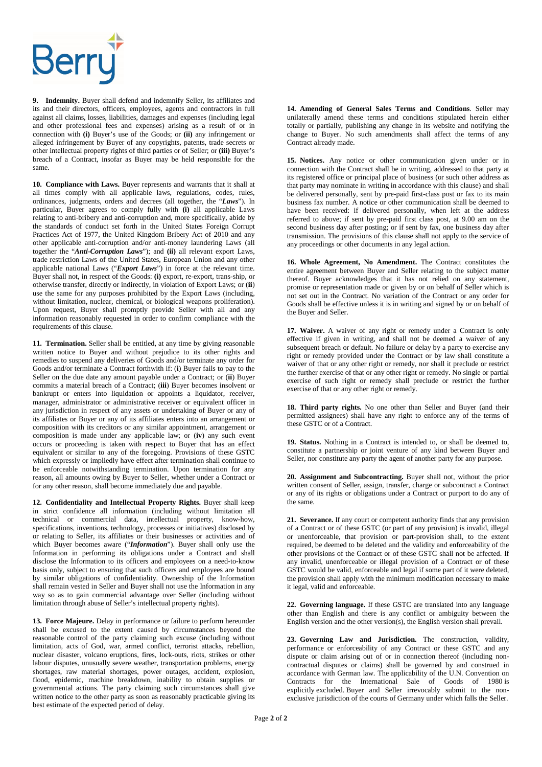Berry

**9. Indemnity.** Buyer shall defend and indemnify Seller, its affiliates and its and their directors, officers, employees, agents and contractors in full against all claims, losses, liabilities, damages and expenses (including legal and other professional fees and expenses) arising as a result of or in connection with **(i)** Buyer's use of the Goods; or **(ii)** any infringement or alleged infringement by Buyer of any copyrights, patents, trade secrets or other intellectual property rights of third parties or of Seller; or **(iii)** Buyer's breach of a Contract, insofar as Buyer may be held responsible for the same.

**10. Compliance with Laws.** Buyer represents and warrants that it shall at all times comply with all applicable laws, regulations, codes, rules, ordinances, judgments, orders and decrees (all together, the "***Laws***"). In particular, Buyer agrees to comply fully with **(i)** all applicable Laws relating to anti-bribery and anti-corruption and, more specifically, abide by the standards of conduct set forth in the United States Foreign Corrupt Practices Act of 1977, the United Kingdom Bribery Act of 2010 and any other applicable anti-corruption and/or anti-money laundering Laws (all together the "***Anti-Corruption Laws***"); and **(ii)** all relevant export Laws, trade restriction Laws of the United States, European Union and any other applicable national Laws ("***Export Laws***") in force at the relevant time. Buyer shall not, in respect of the Goods: **(i)** export, re-export, trans-ship, or otherwise transfer, directly or indirectly, in violation of Export Laws; or (**ii**) use the same for any purposes prohibited by the Export Laws (including, without limitation, nuclear, chemical, or biological weapons proliferation). Upon request, Buyer shall promptly provide Seller with all and any information reasonably requested in order to confirm compliance with the requirements of this clause.

**11. Termination.** Seller shall be entitled, at any time by giving reasonable written notice to Buyer and without prejudice to its other rights and remedies to suspend any deliveries of Goods and/or terminate any order for Goods and/or terminate a Contract forthwith if: (**i**) Buyer fails to pay to the Seller on the due date any amount payable under a Contract; or (**ii**) Buyer commits a material breach of a Contract; (**iii**) Buyer becomes insolvent or bankrupt or enters into liquidation or appoints a liquidator, receiver, manager, administrator or administrative receiver or equivalent officer in any jurisdiction in respect of any assets or undertaking of Buyer or any of its affiliates or Buyer or any of its affiliates enters into an arrangement or composition with its creditors or any similar appointment, arrangement or composition is made under any applicable law; or (**iv**) any such event occurs or proceeding is taken with respect to Buyer that has an effect equivalent or similar to any of the foregoing. Provisions of these GSTC which expressly or impliedly have effect after termination shall continue to be enforceable notwithstanding termination. Upon termination for any reason, all amounts owing by Buyer to Seller, whether under a Contract or for any other reason, shall become immediately due and payable.

**12. Confidentiality and Intellectual Property Rights.** Buyer shall keep in strict confidence all information (including without limitation all technical or commercial data, intellectual property, know-how, specifications, inventions, technology, processes or initiatives) disclosed by or relating to Seller, its affiliates or their businesses or activities and of which Buyer becomes aware ("***Information***"). Buyer shall only use the Information in performing its obligations under a Contract and shall disclose the Information to its officers and employees on a need-to-know basis only, subject to ensuring that such officers and employees are bound by similar obligations of confidentiality. Ownership of the Information shall remain vested in Seller and Buyer shall not use the Information in any way so as to gain commercial advantage over Seller (including without limitation through abuse of Seller's intellectual property rights).

**13. Force Majeure.** Delay in performance or failure to perform hereunder shall be excused to the extent caused by circumstances beyond the reasonable control of the party claiming such excuse (including without limitation, acts of God, war, armed conflict, terrorist attacks, rebellion, nuclear disaster, volcano eruptions, fires, lock-outs, riots, strikes or other labour disputes, unusually severe weather, transportation problems, energy shortages, raw material shortages, power outages, accident, explosion, flood, epidemic, machine breakdown, inability to obtain supplies or governmental actions. The party claiming such circumstances shall give written notice to the other party as soon as reasonably practicable giving its best estimate of the expected period of delay.

**14. Amending of General Sales Terms and Conditions**. Seller may unilaterally amend these terms and conditions stipulated herein either totally or partially, publishing any change in its website and notifying the change to Buyer. No such amendments shall affect the terms of any Contract already made.

**15. Notices.** Any notice or other communication given under or in connection with the Contract shall be in writing, addressed to that party at its registered office or principal place of business (or such other address as that party may nominate in writing in accordance with this clause) and shall be delivered personally, sent by pre-paid first-class post or fax to its main business fax number. A notice or other communication shall be deemed to have been received: if delivered personally, when left at the address referred to above; if sent by pre-paid first class post, at 9.00 am on the second business day after posting; or if sent by fax, one business day after transmission. The provisions of this clause shall not apply to the service of any proceedings or other documents in any legal action.

**16. Whole Agreement, No Amendment.** The Contract constitutes the entire agreement between Buyer and Seller relating to the subject matter thereof. Buyer acknowledges that it has not relied on any statement, promise or representation made or given by or on behalf of Seller which is not set out in the Contract. No variation of the Contract or any order for Goods shall be effective unless it is in writing and signed by or on behalf of the Buyer and Seller.

**17. Waiver.** A waiver of any right or remedy under a Contract is only effective if given in writing, and shall not be deemed a waiver of any subsequent breach or default. No failure or delay by a party to exercise any right or remedy provided under the Contract or by law shall constitute a waiver of that or any other right or remedy, nor shall it preclude or restrict the further exercise of that or any other right or remedy. No single or partial exercise of such right or remedy shall preclude or restrict the further exercise of that or any other right or remedy.

**18. Third party rights.** No one other than Seller and Buyer (and their permitted assignees) shall have any right to enforce any of the terms of these GSTC or of a Contract.

**19. Status.** Nothing in a Contract is intended to, or shall be deemed to, constitute a partnership or joint venture of any kind between Buyer and Seller, nor constitute any party the agent of another party for any purpose.

**20. Assignment and Subcontracting.** Buyer shall not, without the prior written consent of Seller, assign, transfer, charge or subcontract a Contract or any of its rights or obligations under a Contract or purport to do any of the same.

**21. Severance.** If any court or competent authority finds that any provision of a Contract or of these GSTC (or part of any provision) is invalid, illegal or unenforceable, that provision or part-provision shall, to the extent required, be deemed to be deleted and the validity and enforceability of the other provisions of the Contract or of these GSTC shall not be affected. If any invalid, unenforceable or illegal provision of a Contract or of these GSTC would be valid, enforceable and legal if some part of it were deleted, the provision shall apply with the minimum modification necessary to make it legal, valid and enforceable.

**22. Governing language.** If these GSTC are translated into any language other than English and there is any conflict or ambiguity between the English version and the other version(s), the English version shall prevail.

**23. Governing Law and Jurisdiction.** The construction, validity, performance or enforceability of any Contract or these GSTC and any dispute or claim arising out of or in connection thereof (including non-contractual disputes or claims) shall be governed by and construed in accordance with German law. The applicability of the U.N. Convention on Contracts for the International Sale of Goods of 1980 is explicitly excluded. Buyer and Seller irrevocably submit to the non-exclusive jurisdiction of the courts of Germany under which falls the Seller.